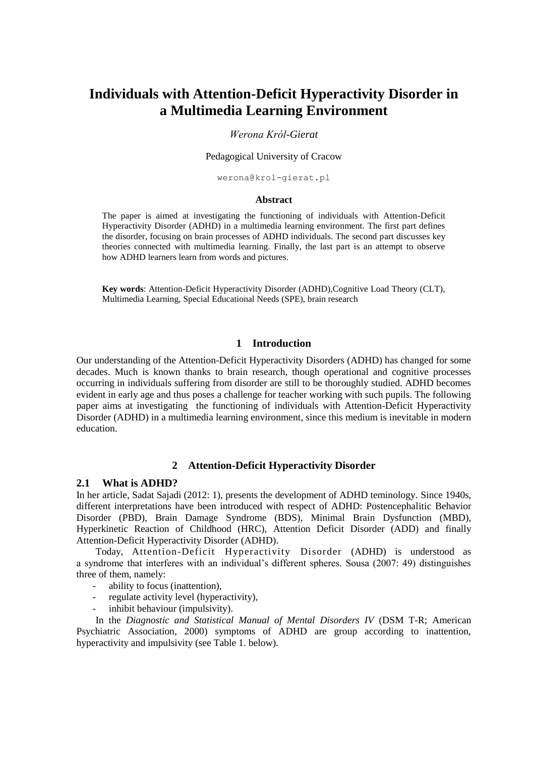# Individuals with Attention-Deficit Hyperactivity Disorder in a Multimedia Learning Environment

*Werona Król-Gierat*

Pedagogical University of Cracow

werona@krol-gierat.pl

**Abstract**

The paper is aimed at investigating the functioning of individuals with Attention-Deficit Hyperactivity Disorder (ADHD) in a multimedia learning environment. The first part defines the disorder, focusing on brain processes of ADHD individuals. The second part discusses key theories connected with multimedia learning. Finally, the last part is an attempt to observe how ADHD learners learn from words and pictures.

**Key words**: Attention-Deficit Hyperactivity Disorder (ADHD),Cognitive Load Theory (CLT), Multimedia Learning, Special Educational Needs (SPE), brain research

## 1 Introduction

Our understanding of the Attention-Deficit Hyperactivity Disorders (ADHD) has changed for some decades. Much is known thanks to brain research, though operational and cognitive processes occurring in individuals suffering from disorder are still to be thoroughly studied. ADHD becomes evident in early age and thus poses a challenge for teacher working with such pupils. The following paper aims at investigating the functioning of individuals with Attention-Deficit Hyperactivity Disorder (ADHD) in a multimedia learning environment, since this medium is inevitable in modern education.

## 2 Attention-Deficit Hyperactivity Disorder

### 2.1 What is ADHD?

In her article, Sadat Sajadi (2012: 1), presents the development of ADHD teminology. Since 1940s, different interpretations have been introduced with respect of ADHD: Postencephalitic Behavior Disorder (PBD), Brain Damage Syndrome (BDS), Minimal Brain Dysfunction (MBD), Hyperkinetic Reaction of Childhood (HRC), Attention Deficit Disorder (ADD) and finally Attention-Deficit Hyperactivity Disorder (ADHD).

Today, Attention-Deficit Hyperactivity Disorder (ADHD) is understood as a syndrome that interferes with an individual's different spheres. Sousa (2007: 49) distinguishes three of them, namely:

- ability to focus (inattention),
- regulate activity level (hyperactivity),
- inhibit behaviour (impulsivity).

In the *Diagnostic and Statistical Manual of Mental Disorders IV* (DSM T-R; American Psychiatric Association, 2000) symptoms of ADHD are group according to inattention, hyperactivity and impulsivity (see Table 1. below).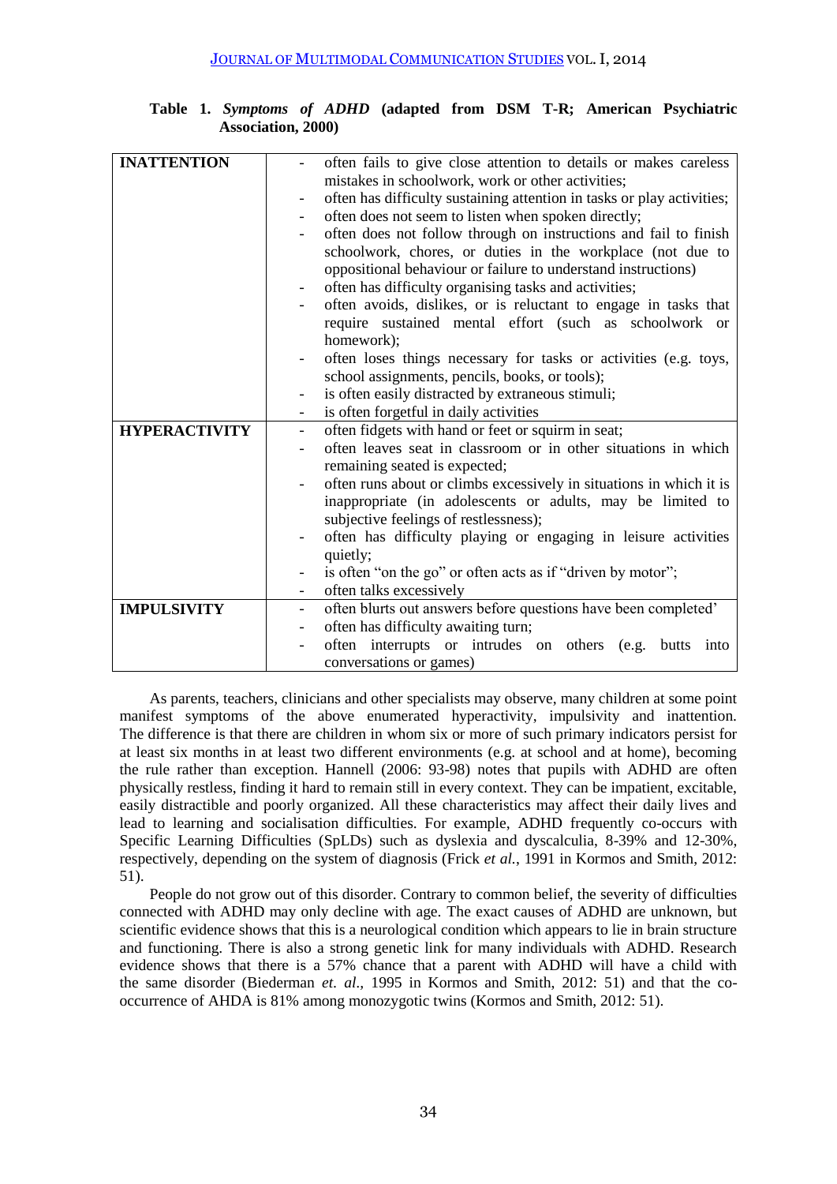**Table 1.** ***Symptoms of ADHD*** **(adapted from DSM T-R; American Psychiatric Association, 2000)**

| | |
|---|---|
| **INATTENTION** | - often fails to give close attention to details or makes careless mistakes in schoolwork, work or other activities;<br>- often has difficulty sustaining attention in tasks or play activities;<br>- often does not seem to listen when spoken directly;<br>- often does not follow through on instructions and fail to finish schoolwork, chores, or duties in the workplace (not due to oppositional behaviour or failure to understand instructions)<br>- often has difficulty organising tasks and activities;<br>- often avoids, dislikes, or is reluctant to engage in tasks that require sustained mental effort (such as schoolwork or homework);<br>- often loses things necessary for tasks or activities (e.g. toys, school assignments, pencils, books, or tools);<br>- is often easily distracted by extraneous stimuli;<br>- is often forgetful in daily activities |
| **HYPERACTIVITY** | - often fidgets with hand or feet or squirm in seat;<br>- often leaves seat in classroom or in other situations in which remaining seated is expected;<br>- often runs about or climbs excessively in situations in which it is inappropriate (in adolescents or adults, may be limited to subjective feelings of restlessness);<br>- often has difficulty playing or engaging in leisure activities quietly;<br>- is often "on the go" or often acts as if "driven by motor";<br>- often talks excessively |
| **IMPULSIVITY** | - often blurts out answers before questions have been completed'<br>- often has difficulty awaiting turn;<br>- often interrupts or intrudes on others (e.g. butts into conversations or games) |

As parents, teachers, clinicians and other specialists may observe, many children at some point manifest symptoms of the above enumerated hyperactivity, impulsivity and inattention. The difference is that there are children in whom six or more of such primary indicators persist for at least six months in at least two different environments (e.g. at school and at home), becoming the rule rather than exception. Hannell (2006: 93-98) notes that pupils with ADHD are often physically restless, finding it hard to remain still in every context. They can be impatient, excitable, easily distractible and poorly organized. All these characteristics may affect their daily lives and lead to learning and socialisation difficulties. For example, ADHD frequently co-occurs with Specific Learning Difficulties (SpLDs) such as dyslexia and dyscalculia, 8-39% and 12-30%, respectively, depending on the system of diagnosis (Frick *et al.*, 1991 in Kormos and Smith, 2012: 51).

People do not grow out of this disorder. Contrary to common belief, the severity of difficulties connected with ADHD may only decline with age. The exact causes of ADHD are unknown, but scientific evidence shows that this is a neurological condition which appears to lie in brain structure and functioning. There is also a strong genetic link for many individuals with ADHD. Research evidence shows that there is a 57% chance that a parent with ADHD will have a child with the same disorder (Biederman *et. al.*, 1995 in Kormos and Smith, 2012: 51) and that the co-occurrence of AHDA is 81% among monozygotic twins (Kormos and Smith, 2012: 51).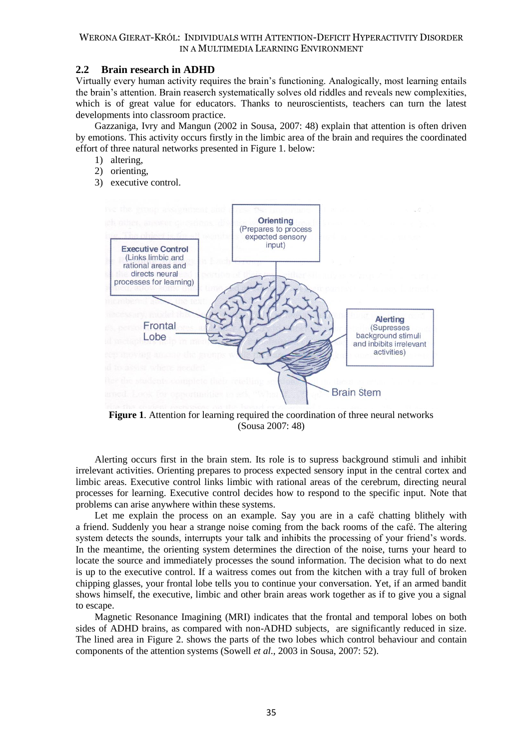## 2.2 Brain research in ADHD

Virtually every human activity requires the brain's functioning. Analogically, most learning entails the brain's attention. Brain reaserch systematically solves old riddles and reveals new complexities, which is of great value for educators. Thanks to neuroscientists, teachers can turn the latest developments into classroom practice.

Gazzaniga, Ivry and Mangun (2002 in Sousa, 2007: 48) explain that attention is often driven by emotions. This activity occurs firstly in the limbic area of the brain and requires the coordinated effort of three natural networks presented in Figure 1. below:

1) altering,
2) orienting,
3) executive control.

**Figure 1**. Attention for learning required the coordination of three neural networks (Sousa 2007: 48)

Alerting occurs first in the brain stem. Its role is to supress background stimuli and inhibit irrelevant activities. Orienting prepares to process expected sensory input in the central cortex and limbic areas. Executive control links limbic with rational areas of the cerebrum, directing neural processes for learning. Executive control decides how to respond to the specific input. Note that problems can arise anywhere within these systems.

Let me explain the process on an example. Say you are in a café chatting blithely with a friend. Suddenly you hear a strange noise coming from the back rooms of the café. The altering system detects the sounds, interrupts your talk and inhibits the processing of your friend's words. In the meantime, the orienting system determines the direction of the noise, turns your heard to locate the source and immediately processes the sound information. The decision what to do next is up to the executive control. If a waitress comes out from the kitchen with a tray full of broken chipping glasses, your frontal lobe tells you to continue your conversation. Yet, if an armed bandit shows himself, the executive, limbic and other brain areas work together as if to give you a signal to escape.

Magnetic Resonance Imaging (MRI) indicates that the frontal and temporal lobes on both sides of ADHD brains, as compared with non-ADHD subjects, are significantly reduced in size. The lined area in Figure 2. shows the parts of the two lobes which control behaviour and contain components of the attention systems (Sowell *et al.*, 2003 in Sousa, 2007: 52).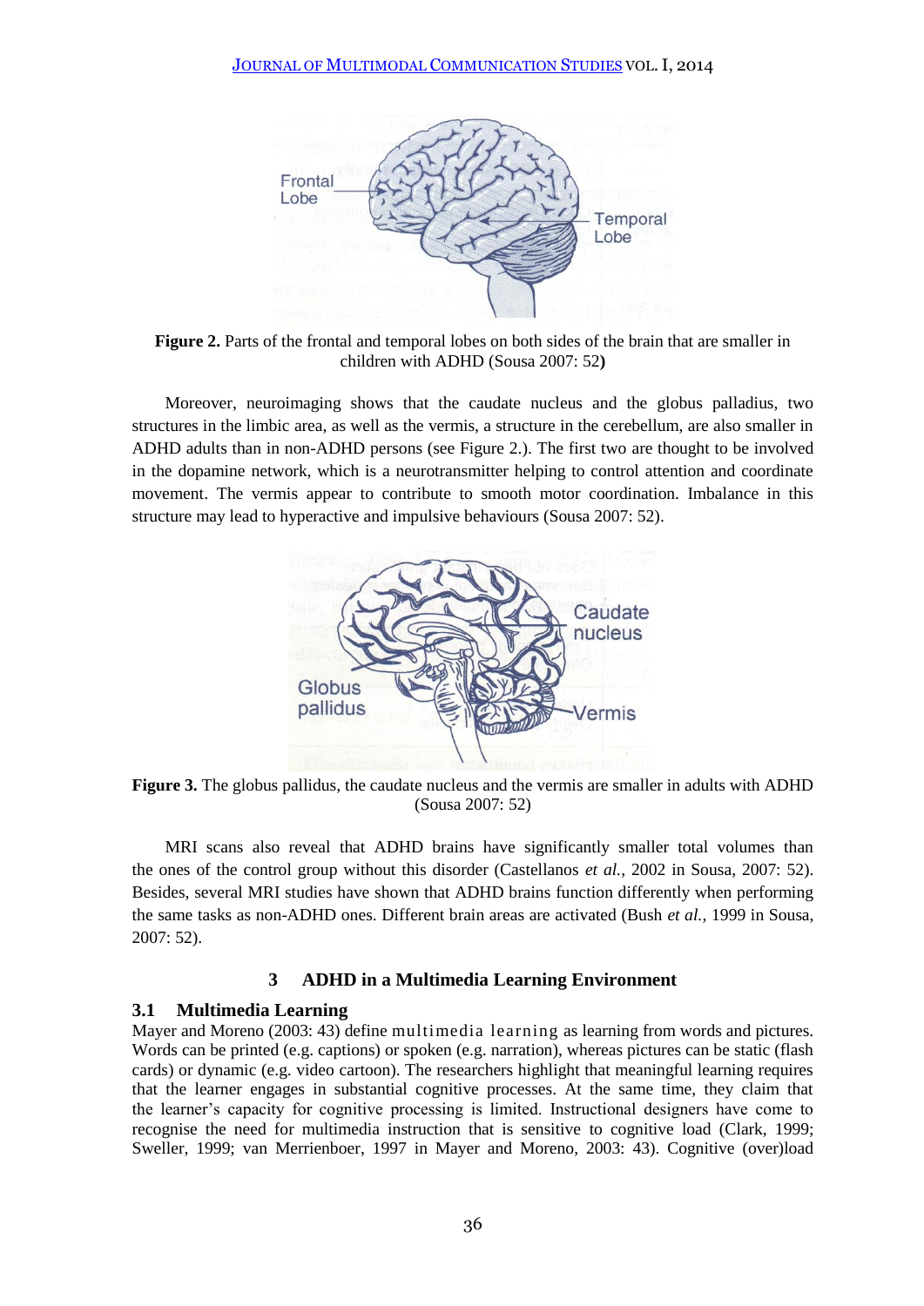**Figure 2.** Parts of the frontal and temporal lobes on both sides of the brain that are smaller in children with ADHD (Sousa 2007: 52**)**

Moreover, neuroimaging shows that the caudate nucleus and the globus palladius, two structures in the limbic area, as well as the vermis, a structure in the cerebellum, are also smaller in ADHD adults than in non-ADHD persons (see Figure 2.). The first two are thought to be involved in the dopamine network, which is a neurotransmitter helping to control attention and coordinate movement. The vermis appear to contribute to smooth motor coordination. Imbalance in this structure may lead to hyperactive and impulsive behaviours (Sousa 2007: 52).

**Figure 3.** The globus pallidus, the caudate nucleus and the vermis are smaller in adults with ADHD (Sousa 2007: 52)

MRI scans also reveal that ADHD brains have significantly smaller total volumes than the ones of the control group without this disorder (Castellanos *et al.*, 2002 in Sousa, 2007: 52). Besides, several MRI studies have shown that ADHD brains function differently when performing the same tasks as non-ADHD ones. Different brain areas are activated (Bush *et al.*, 1999 in Sousa, 2007: 52).

## 3 ADHD in a Multimedia Learning Environment

### 3.1 Multimedia Learning

Mayer and Moreno (2003: 43) define multimedia learning as learning from words and pictures. Words can be printed (e.g. captions) or spoken (e.g. narration), whereas pictures can be static (flash cards) or dynamic (e.g. video cartoon). The researchers highlight that meaningful learning requires that the learner engages in substantial cognitive processes. At the same time, they claim that the learner's capacity for cognitive processing is limited. Instructional designers have come to recognise the need for multimedia instruction that is sensitive to cognitive load (Clark, 1999; Sweller, 1999; van Merrienboer, 1997 in Mayer and Moreno, 2003: 43). Cognitive (over)load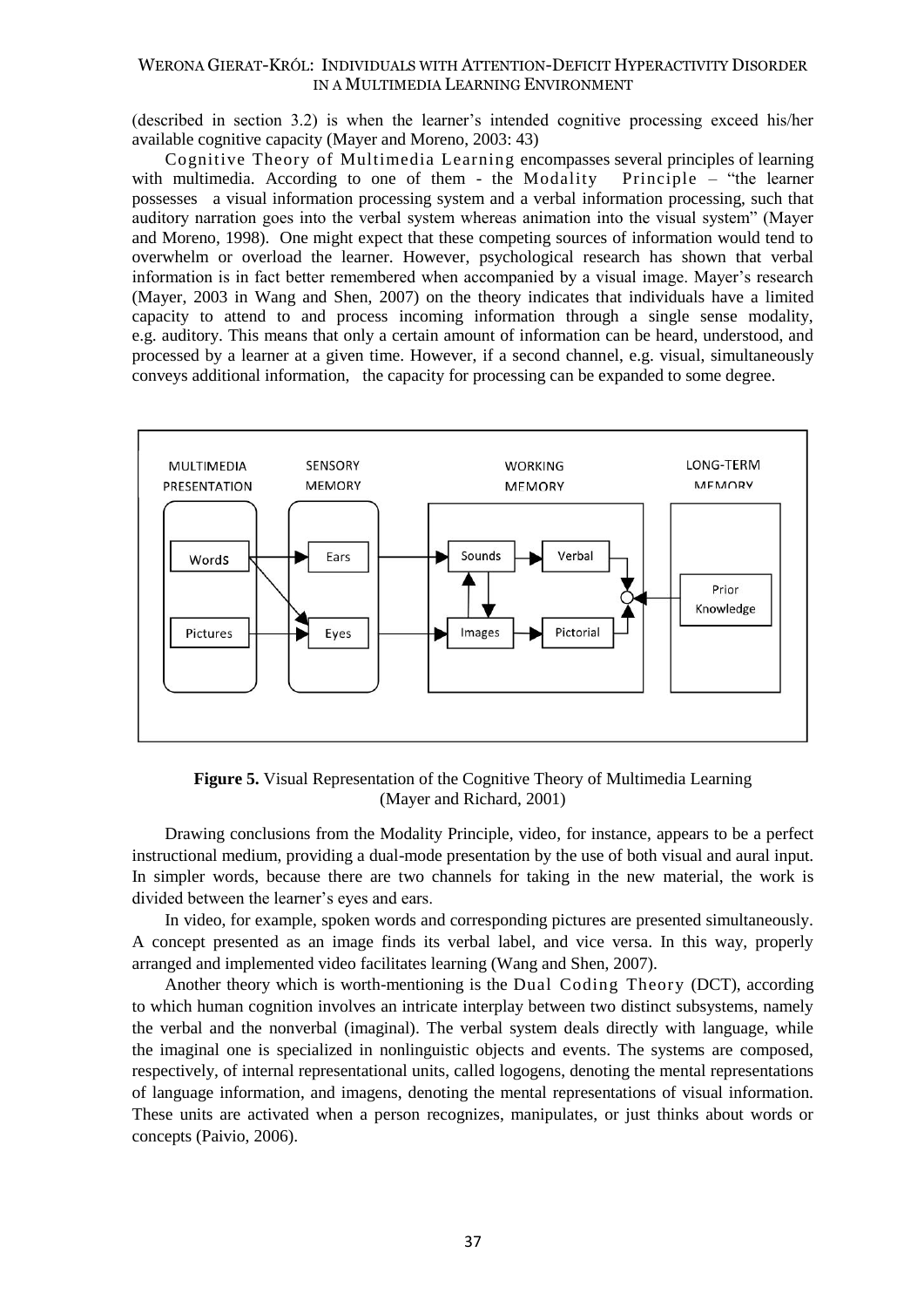(described in section 3.2) is when the learner's intended cognitive processing exceed his/her available cognitive capacity (Mayer and Moreno, 2003: 43)

Cognitive Theory of Multimedia Learning encompasses several principles of learning with multimedia. According to one of them - the Modality Principle – "the learner possesses a visual information processing system and a verbal information processing, such that auditory narration goes into the verbal system whereas animation into the visual system" (Mayer and Moreno, 1998). One might expect that these competing sources of information would tend to overwhelm or overload the learner. However, psychological research has shown that verbal information is in fact better remembered when accompanied by a visual image. Mayer's research (Mayer, 2003 in Wang and Shen, 2007) on the theory indicates that individuals have a limited capacity to attend to and process incoming information through a single sense modality, e.g. auditory. This means that only a certain amount of information can be heard, understood, and processed by a learner at a given time. However, if a second channel, e.g. visual, simultaneously conveys additional information, the capacity for processing can be expanded to some degree.

**Figure 5.** Visual Representation of the Cognitive Theory of Multimedia Learning (Mayer and Richard, 2001)

Drawing conclusions from the Modality Principle, video, for instance, appears to be a perfect instructional medium, providing a dual-mode presentation by the use of both visual and aural input. In simpler words, because there are two channels for taking in the new material, the work is divided between the learner's eyes and ears.

In video, for example, spoken words and corresponding pictures are presented simultaneously. A concept presented as an image finds its verbal label, and vice versa. In this way, properly arranged and implemented video facilitates learning (Wang and Shen, 2007).

Another theory which is worth-mentioning is the Dual Coding Theory (DCT), according to which human cognition involves an intricate interplay between two distinct subsystems, namely the verbal and the nonverbal (imaginal). The verbal system deals directly with language, while the imaginal one is specialized in nonlinguistic objects and events. The systems are composed, respectively, of internal representational units, called logogens, denoting the mental representations of language information, and imagens, denoting the mental representations of visual information. These units are activated when a person recognizes, manipulates, or just thinks about words or concepts (Paivio, 2006).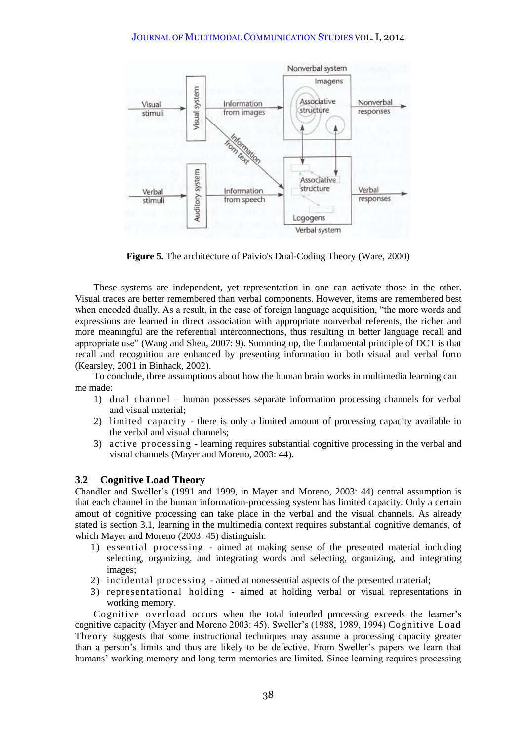**Figure 5.** The architecture of Paivio's Dual-Coding Theory (Ware, 2000)

These systems are independent, yet representation in one can activate those in the other. Visual traces are better remembered than verbal components. However, items are remembered best when encoded dually. As a result, in the case of foreign language acquisition, "the more words and expressions are learned in direct association with appropriate nonverbal referents, the richer and more meaningful are the referential interconnections, thus resulting in better language recall and appropriate use" (Wang and Shen, 2007: 9). Summing up, the fundamental principle of DCT is that recall and recognition are enhanced by presenting information in both visual and verbal form (Kearsley, 2001 in Binhack, 2002).

To conclude, three assumptions about how the human brain works in multimedia learning can me made:

1) dual channel – human possesses separate information processing channels for verbal and visual material;
2) limited capacity - there is only a limited amount of processing capacity available in the verbal and visual channels;
3) active processing - learning requires substantial cognitive processing in the verbal and visual channels (Mayer and Moreno, 2003: 44).

### 3.2 Cognitive Load Theory

Chandler and Sweller's (1991 and 1999, in Mayer and Moreno, 2003: 44) central assumption is that each channel in the human information-processing system has limited capacity. Only a certain amout of cognitive processing can take place in the verbal and the visual channels. As already stated is section 3.1, learning in the multimedia context requires substantial cognitive demands, of which Mayer and Moreno (2003: 45) distinguish:

1) essential processing - aimed at making sense of the presented material including selecting, organizing, and integrating words and selecting, organizing, and integrating images;
2) incidental processing - aimed at nonessential aspects of the presented material;
3) representational holding - aimed at holding verbal or visual representations in working memory.

Cognitive overload occurs when the total intended processing exceeds the learner's cognitive capacity (Mayer and Moreno 2003: 45). Sweller's (1988, 1989, 1994) Cognitive Load Theory suggests that some instructional techniques may assume a processing capacity greater than a person's limits and thus are likely to be defective. From Sweller's papers we learn that humans' working memory and long term memories are limited. Since learning requires processing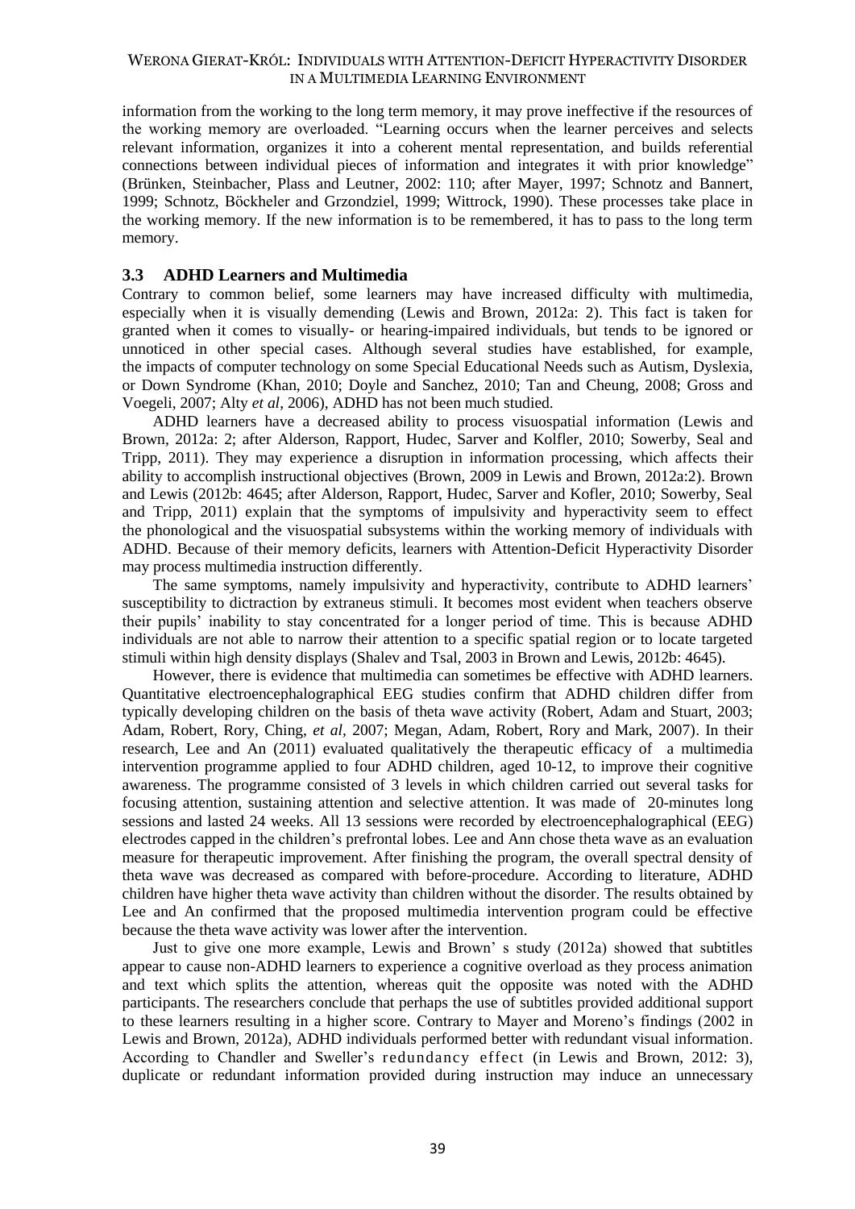information from the working to the long term memory, it may prove ineffective if the resources of the working memory are overloaded. "Learning occurs when the learner perceives and selects relevant information, organizes it into a coherent mental representation, and builds referential connections between individual pieces of information and integrates it with prior knowledge" (Brünken, Steinbacher, Plass and Leutner, 2002: 110; after Mayer, 1997; Schnotz and Bannert, 1999; Schnotz, Böckheler and Grzondziel, 1999; Wittrock, 1990). These processes take place in the working memory. If the new information is to be remembered, it has to pass to the long term memory.

### 3.3 ADHD Learners and Multimedia

Contrary to common belief, some learners may have increased difficulty with multimedia, especially when it is visually demending (Lewis and Brown, 2012a: 2). This fact is taken for granted when it comes to visually- or hearing-impaired individuals, but tends to be ignored or unnoticed in other special cases. Although several studies have established, for example, the impacts of computer technology on some Special Educational Needs such as Autism, Dyslexia, or Down Syndrome (Khan, 2010; Doyle and Sanchez, 2010; Tan and Cheung, 2008; Gross and Voegeli, 2007; Alty *et al*, 2006), ADHD has not been much studied.

ADHD learners have a decreased ability to process visuospatial information (Lewis and Brown, 2012a: 2; after Alderson, Rapport, Hudec, Sarver and Kolfler, 2010; Sowerby, Seal and Tripp, 2011). They may experience a disruption in information processing, which affects their ability to accomplish instructional objectives (Brown, 2009 in Lewis and Brown, 2012a:2). Brown and Lewis (2012b: 4645; after Alderson, Rapport, Hudec, Sarver and Kofler, 2010; Sowerby, Seal and Tripp, 2011) explain that the symptoms of impulsivity and hyperactivity seem to effect the phonological and the visuospatial subsystems within the working memory of individuals with ADHD. Because of their memory deficits, learners with Attention-Deficit Hyperactivity Disorder may process multimedia instruction differently.

The same symptoms, namely impulsivity and hyperactivity, contribute to ADHD learners' susceptibility to dictraction by extraneus stimuli. It becomes most evident when teachers observe their pupils' inability to stay concentrated for a longer period of time. This is because ADHD individuals are not able to narrow their attention to a specific spatial region or to locate targeted stimuli within high density displays (Shalev and Tsal, 2003 in Brown and Lewis, 2012b: 4645).

However, there is evidence that multimedia can sometimes be effective with ADHD learners. Quantitative electroencephalographical EEG studies confirm that ADHD children differ from typically developing children on the basis of theta wave activity (Robert, Adam and Stuart, 2003; Adam, Robert, Rory, Ching, *et al*, 2007; Megan, Adam, Robert, Rory and Mark, 2007). In their research, Lee and An (2011) evaluated qualitatively the therapeutic efficacy of a multimedia intervention programme applied to four ADHD children, aged 10-12, to improve their cognitive awareness. The programme consisted of 3 levels in which children carried out several tasks for focusing attention, sustaining attention and selective attention. It was made of 20-minutes long sessions and lasted 24 weeks. All 13 sessions were recorded by electroencephalographical (EEG) electrodes capped in the children's prefrontal lobes. Lee and Ann chose theta wave as an evaluation measure for therapeutic improvement. After finishing the program, the overall spectral density of theta wave was decreased as compared with before-procedure. According to literature, ADHD children have higher theta wave activity than children without the disorder. The results obtained by Lee and An confirmed that the proposed multimedia intervention program could be effective because the theta wave activity was lower after the intervention.

Just to give one more example, Lewis and Brown' s study (2012a) showed that subtitles appear to cause non-ADHD learners to experience a cognitive overload as they process animation and text which splits the attention, whereas quit the opposite was noted with the ADHD participants. The researchers conclude that perhaps the use of subtitles provided additional support to these learners resulting in a higher score. Contrary to Mayer and Moreno's findings (2002 in Lewis and Brown, 2012a), ADHD individuals performed better with redundant visual information. According to Chandler and Sweller's redundancy effect (in Lewis and Brown, 2012: 3), duplicate or redundant information provided during instruction may induce an unnecessary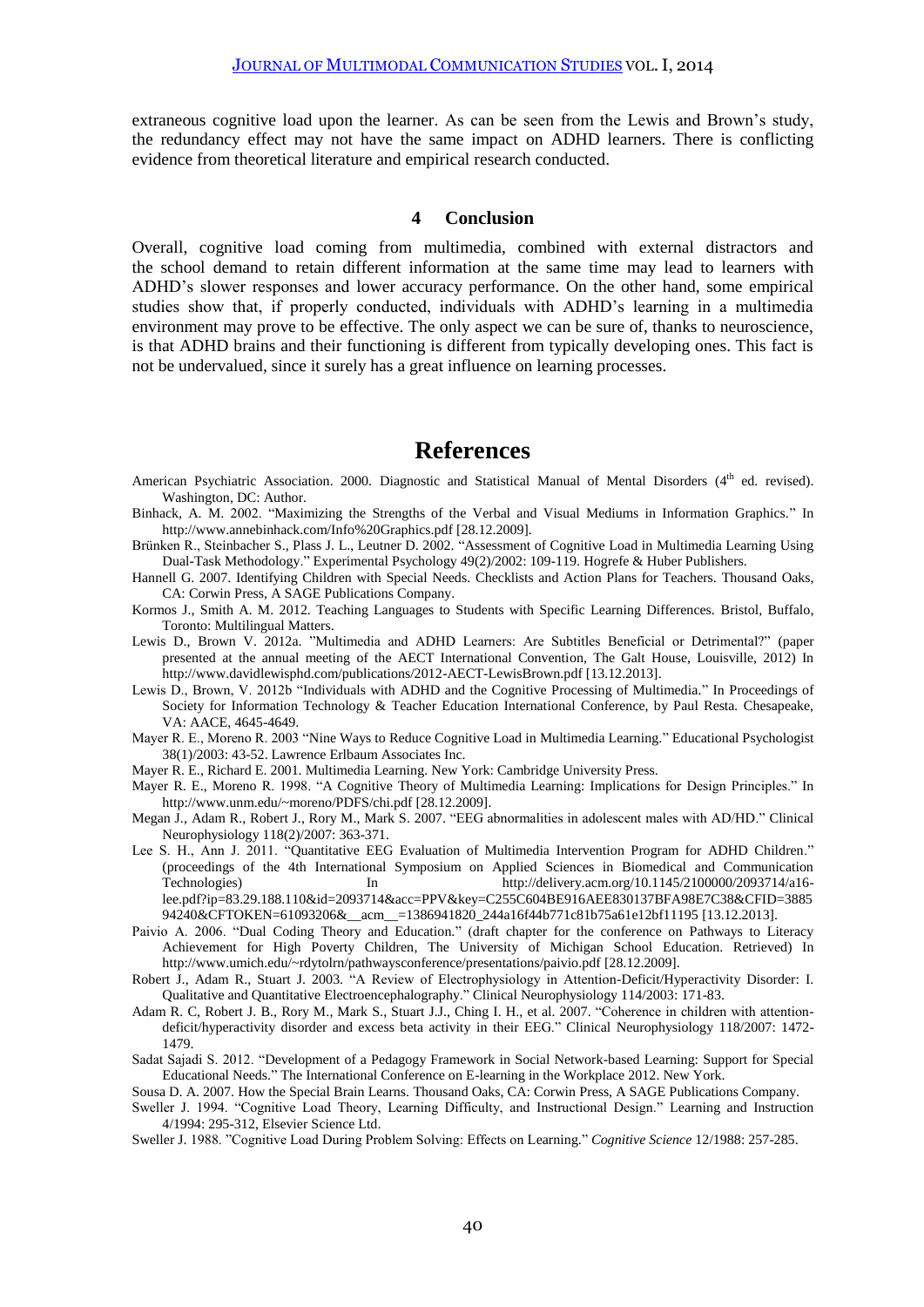extraneous cognitive load upon the learner. As can be seen from the Lewis and Brown's study, the redundancy effect may not have the same impact on ADHD learners. There is conflicting evidence from theoretical literature and empirical research conducted.

## 4 Conclusion

Overall, cognitive load coming from multimedia, combined with external distractors and the school demand to retain different information at the same time may lead to learners with ADHD's slower responses and lower accuracy performance. On the other hand, some empirical studies show that, if properly conducted, individuals with ADHD's learning in a multimedia environment may prove to be effective. The only aspect we can be sure of, thanks to neuroscience, is that ADHD brains and their functioning is different from typically developing ones. This fact is not be undervalued, since it surely has a great influence on learning processes.

# References

American Psychiatric Association. 2000. Diagnostic and Statistical Manual of Mental Disorders (4th ed. revised). Washington, DC: Author.

Binhack, A. M. 2002. "Maximizing the Strengths of the Verbal and Visual Mediums in Information Graphics." In http://www.annebinhack.com/Info%20Graphics.pdf [28.12.2009].

Brünken R., Steinbacher S., Plass J. L., Leutner D. 2002. "Assessment of Cognitive Load in Multimedia Learning Using Dual-Task Methodology." Experimental Psychology 49(2)/2002: 109-119. Hogrefe & Huber Publishers.

Hannell G. 2007. Identifying Children with Special Needs. Checklists and Action Plans for Teachers. Thousand Oaks, CA: Corwin Press, A SAGE Publications Company.

Kormos J., Smith A. M. 2012. Teaching Languages to Students with Specific Learning Differences. Bristol, Buffalo, Toronto: Multilingual Matters.

Lewis D., Brown V. 2012a. "Multimedia and ADHD Learners: Are Subtitles Beneficial or Detrimental?" (paper presented at the annual meeting of the AECT International Convention, The Galt House, Louisville, 2012) In http://www.davidlewisphd.com/publications/2012-AECT-LewisBrown.pdf [13.12.2013].

Lewis D., Brown, V. 2012b "Individuals with ADHD and the Cognitive Processing of Multimedia." In Proceedings of Society for Information Technology & Teacher Education International Conference, by Paul Resta. Chesapeake, VA: AACE, 4645-4649.

Mayer R. E., Moreno R. 2003 "Nine Ways to Reduce Cognitive Load in Multimedia Learning." Educational Psychologist 38(1)/2003: 43-52. Lawrence Erlbaum Associates Inc.

Mayer R. E., Richard E. 2001. Multimedia Learning. New York: Cambridge University Press.

Mayer R. E., Moreno R. 1998. "A Cognitive Theory of Multimedia Learning: Implications for Design Principles." In http://www.unm.edu/~moreno/PDFS/chi.pdf [28.12.2009].

Megan J., Adam R., Robert J., Rory M., Mark S. 2007. "EEG abnormalities in adolescent males with AD/HD." Clinical Neurophysiology 118(2)/2007: 363-371.

Lee S. H., Ann J. 2011. "Quantitative EEG Evaluation of Multimedia Intervention Program for ADHD Children." (proceedings of the 4th International Symposium on Applied Sciences in Biomedical and Communication Technologies) In http://delivery.acm.org/10.1145/2100000/2093714/a16-lee.pdf?ip=83.29.188.110&id=2093714&acc=PPV&key=C255C604BE916AEE830137BFA98E7C38&CFID=388594240&CFTOKEN=61093206&__acm__=1386941820_244a16f44b771c81b75a61e12bf11195 [13.12.2013].

Paivio A. 2006. "Dual Coding Theory and Education." (draft chapter for the conference on Pathways to Literacy Achievement for High Poverty Children, The University of Michigan School Education. Retrieved) In http://www.umich.edu/~rdytolrn/pathwaysconference/presentations/paivio.pdf [28.12.2009].

Robert J., Adam R., Stuart J. 2003. "A Review of Electrophysiology in Attention-Deficit/Hyperactivity Disorder: I. Qualitative and Quantitative Electroencephalography." Clinical Neurophysiology 114/2003: 171-83.

Adam R. C, Robert J. B., Rory M., Mark S., Stuart J.J., Ching I. H., et al. 2007. "Coherence in children with attention-deficit/hyperactivity disorder and excess beta activity in their EEG." Clinical Neurophysiology 118/2007: 1472-1479.

Sadat Sajadi S. 2012. "Development of a Pedagogy Framework in Social Network-based Learning: Support for Special Educational Needs." The International Conference on E-learning in the Workplace 2012. New York.

Sousa D. A. 2007. How the Special Brain Learns. Thousand Oaks, CA: Corwin Press, A SAGE Publications Company.

Sweller J. 1994. "Cognitive Load Theory, Learning Difficulty, and Instructional Design." Learning and Instruction 4/1994: 295-312, Elsevier Science Ltd.

Sweller J. 1988. "Cognitive Load During Problem Solving: Effects on Learning." *Cognitive Science* 12/1988: 257-285.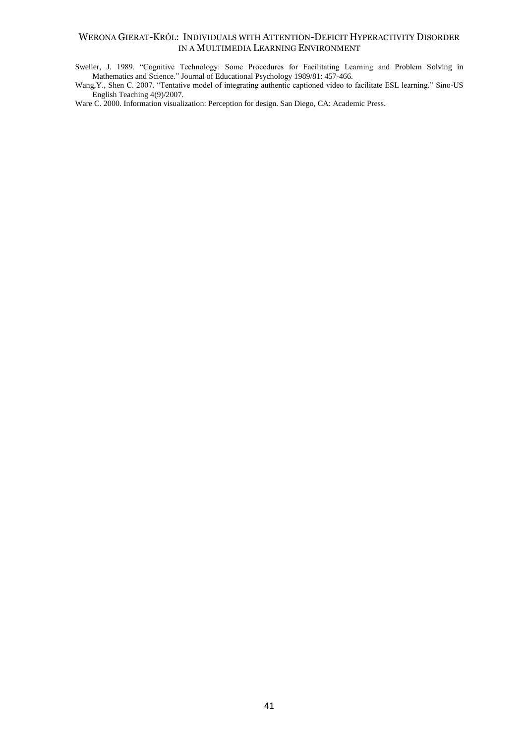Sweller, J. 1989. "Cognitive Technology: Some Procedures for Facilitating Learning and Problem Solving in Mathematics and Science." Journal of Educational Psychology 1989/81: 457-466.

Wang,Y., Shen C. 2007. "Tentative model of integrating authentic captioned video to facilitate ESL learning." Sino-US English Teaching 4(9)/2007.

Ware C. 2000. Information visualization: Perception for design. San Diego, CA: Academic Press.